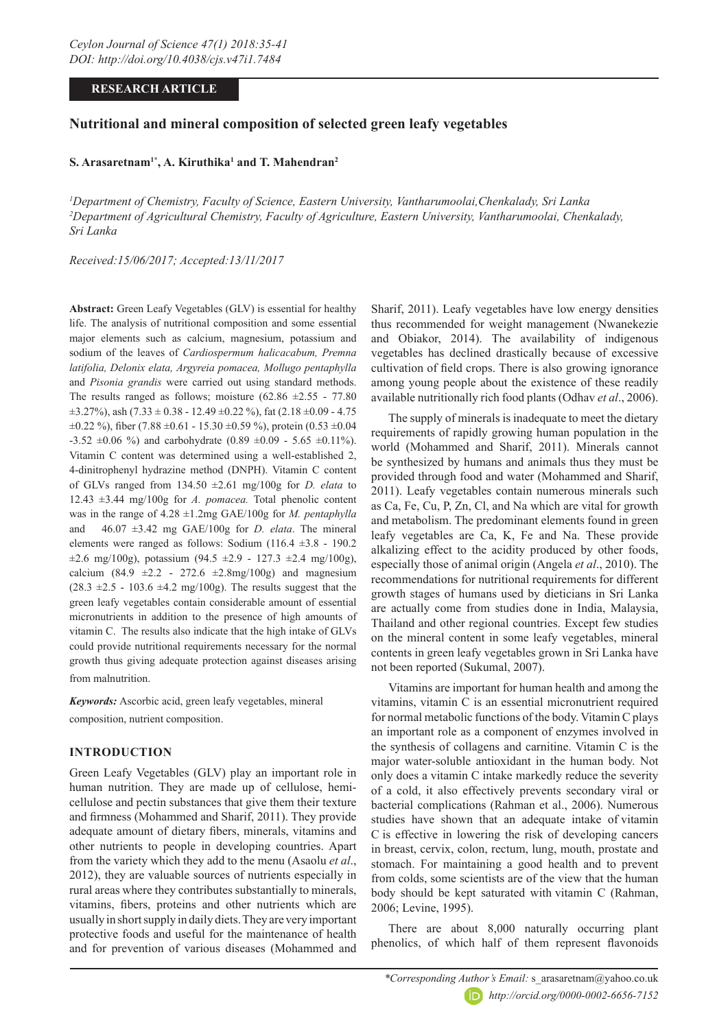RESEARCH ARTICLE

# Nutritional and mineral composition of selected green leafy vegetables

**S. Arasaretnam[1*], A. Kiruthika[1] and T. Mahendran[2]**

*[1]Department of Chemistry, Faculty of Science, Eastern University, Vantharumoolai,Chenkalady, Sri Lanka*
*[2]Department of Agricultural Chemistry, Faculty of Agriculture, Eastern University, Vantharumoolai, Chenkalady, Sri Lanka*

*Received:15/06/2017; Accepted:13/11/2017*

**Abstract:** Green Leafy Vegetables (GLV) is essential for healthy life. The analysis of nutritional composition and some essential major elements such as calcium, magnesium, potassium and sodium of the leaves of *Cardiospermum halicacabum, Premna latifolia, Delonix elata, Argyreia pomacea, Mollugo pentaphylla* and *Pisonia grandis* were carried out using standard methods. The results ranged as follows; moisture (62.86 ±2.55 - 77.80 ±3.27%), ash (7.33 ± 0.38 - 12.49 ±0.22 %), fat (2.18 ±0.09 - 4.75 ±0.22 %), fiber (7.88 ±0.61 - 15.30 ±0.59 %), protein (0.53 ±0.04 -3.52 ±0.06 %) and carbohydrate (0.89 ±0.09 - 5.65 ±0.11%). Vitamin C content was determined using a well-established 2, 4-dinitrophenyl hydrazine method (DNPH). Vitamin C content of GLVs ranged from 134.50 ±2.61 mg/100g for *D. elata* to 12.43 ±3.44 mg/100g for *A. pomacea.* Total phenolic content was in the range of 4.28 ±1.2mg GAE/100g for *M. pentaphylla* and 46.07 ±3.42 mg GAE/100g for *D. elata*. The mineral elements were ranged as follows: Sodium (116.4 ±3.8 - 190.2 ±2.6 mg/100g), potassium (94.5 ±2.9 - 127.3 ±2.4 mg/100g), calcium (84.9 ±2.2 - 272.6 ±2.8mg/100g) and magnesium (28.3 ±2.5 - 103.6 ±4.2 mg/100g). The results suggest that the green leafy vegetables contain considerable amount of essential micronutrients in addition to the presence of high amounts of vitamin C. The results also indicate that the high intake of GLVs could provide nutritional requirements necessary for the normal growth thus giving adequate protection against diseases arising from malnutrition.

***Keywords:*** Ascorbic acid, green leafy vegetables, mineral composition, nutrient composition.

## INTRODUCTION

Green Leafy Vegetables (GLV) play an important role in human nutrition. They are made up of cellulose, hemi-cellulose and pectin substances that give them their texture and firmness (Mohammed and Sharif, 2011). They provide adequate amount of dietary fibers, minerals, vitamins and other nutrients to people in developing countries. Apart from the variety which they add to the menu (Asaolu *et al*., 2012), they are valuable sources of nutrients especially in rural areas where they contributes substantially to minerals, vitamins, fibers, proteins and other nutrients which are usually in short supply in daily diets. They are very important protective foods and useful for the maintenance of health and for prevention of various diseases (Mohammed and Sharif, 2011). Leafy vegetables have low energy densities thus recommended for weight management (Nwanekezie and Obiakor, 2014). The availability of indigenous vegetables has declined drastically because of excessive cultivation of field crops. There is also growing ignorance among young people about the existence of these readily available nutritionally rich food plants (Odhav *et al*., 2006).

The supply of minerals is inadequate to meet the dietary requirements of rapidly growing human population in the world (Mohammed and Sharif, 2011). Minerals cannot be synthesized by humans and animals thus they must be provided through food and water (Mohammed and Sharif, 2011). Leafy vegetables contain numerous minerals such as Ca, Fe, Cu, P, Zn, Cl, and Na which are vital for growth and metabolism. The predominant elements found in green leafy vegetables are Ca, K, Fe and Na. These provide alkalizing effect to the acidity produced by other foods, especially those of animal origin (Angela *et al*., 2010). The recommendations for nutritional requirements for different growth stages of humans used by dieticians in Sri Lanka are actually come from studies done in India, Malaysia, Thailand and other regional countries. Except few studies on the mineral content in some leafy vegetables, mineral contents in green leafy vegetables grown in Sri Lanka have not been reported (Sukumal, 2007).

Vitamins are important for human health and among the vitamins, vitamin C is an essential micronutrient required for normal metabolic functions of the body. Vitamin C plays an important role as a component of enzymes involved in the synthesis of collagens and carnitine. Vitamin C is the major water-soluble antioxidant in the human body. Not only does a vitamin C intake markedly reduce the severity of a cold, it also effectively prevents secondary viral or bacterial complications (Rahman et al., 2006). Numerous studies have shown that an adequate intake of vitamin C is effective in lowering the risk of developing cancers in breast, cervix, colon, rectum, lung, mouth, prostate and stomach. For maintaining a good health and to prevent from colds, some scientists are of the view that the human body should be kept saturated with vitamin C (Rahman, 2006; Levine, 1995).

There are about 8,000 naturally occurring plant phenolics, of which half of them represent flavonoids

*\*Corresponding Author's Email:* s_arasaretnam@yahoo.co.uk
*http://orcid.org/0000-0002-6656-7152*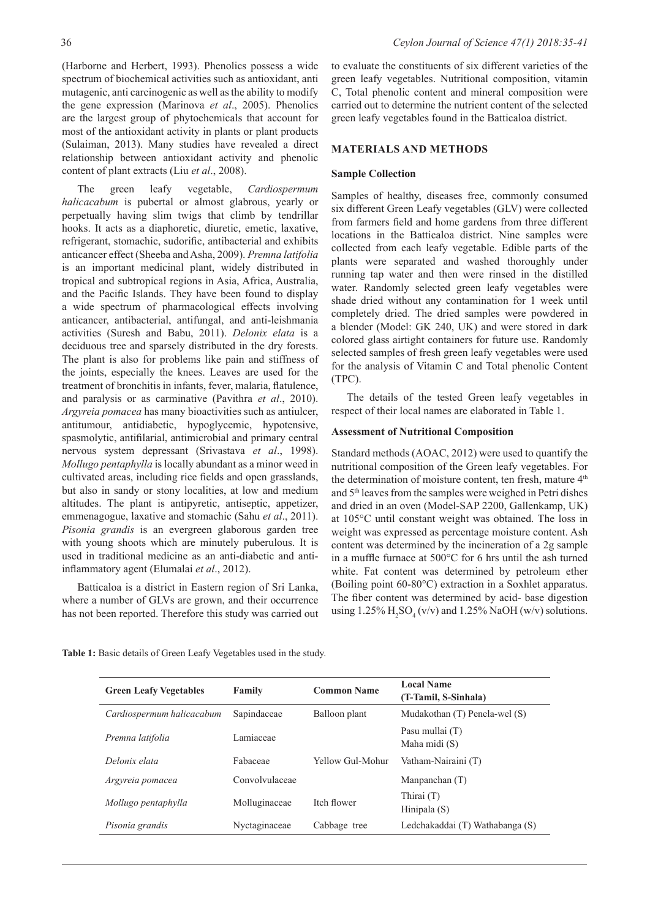(Harborne and Herbert, 1993). Phenolics possess a wide spectrum of biochemical activities such as antioxidant, anti mutagenic, anti carcinogenic as well as the ability to modify the gene expression (Marinova *et al*., 2005). Phenolics are the largest group of phytochemicals that account for most of the antioxidant activity in plants or plant products (Sulaiman, 2013). Many studies have revealed a direct relationship between antioxidant activity and phenolic content of plant extracts (Liu *et al*., 2008).

The green leafy vegetable, *Cardiospermum halicacabum* is pubertal or almost glabrous, yearly or perpetually having slim twigs that climb by tendrillar hooks. It acts as a diaphoretic, diuretic, emetic, laxative, refrigerant, stomachic, sudorific, antibacterial and exhibits anticancer effect (Sheeba and Asha, 2009). *Premna latifolia* is an important medicinal plant, widely distributed in tropical and subtropical regions in Asia, Africa, Australia, and the Pacific Islands. They have been found to display a wide spectrum of pharmacological effects involving anticancer, antibacterial, antifungal, and anti-leishmania activities (Suresh and Babu, 2011). *Delonix elata* is a deciduous tree and sparsely distributed in the dry forests. The plant is also for problems like pain and stiffness of the joints, especially the knees. Leaves are used for the treatment of bronchitis in infants, fever, malaria, flatulence, and paralysis or as carminative (Pavithra *et al*., 2010). *Argyreia pomacea* has many bioactivities such as antiulcer, antitumour, antidiabetic, hypoglycemic, hypotensive, spasmolytic, antifilarial, antimicrobial and primary central nervous system depressant (Srivastava *et al*., 1998). *Mollugo pentaphylla* is locally abundant as a minor weed in cultivated areas, including rice fields and open grasslands, but also in sandy or stony localities, at low and medium altitudes. The plant is antipyretic, antiseptic, appetizer, emmenagogue, laxative and stomachic (Sahu *et al*., 2011). *Pisonia grandis* is an evergreen glaborous garden tree with young shoots which are minutely puberulous. It is used in traditional medicine as an anti-diabetic and anti-inflammatory agent (Elumalai *et al*., 2012).

Batticaloa is a district in Eastern region of Sri Lanka, where a number of GLVs are grown, and their occurrence has not been reported. Therefore this study was carried out to evaluate the constituents of six different varieties of the green leafy vegetables. Nutritional composition, vitamin C, Total phenolic content and mineral composition were carried out to determine the nutrient content of the selected green leafy vegetables found in the Batticaloa district.

## MATERIALS AND METHODS

### Sample Collection

Samples of healthy, diseases free, commonly consumed six different Green Leafy vegetables (GLV) were collected from farmers field and home gardens from three different locations in the Batticaloa district. Nine samples were collected from each leafy vegetable. Edible parts of the plants were separated and washed thoroughly under running tap water and then were rinsed in the distilled water. Randomly selected green leafy vegetables were shade dried without any contamination for 1 week until completely dried. The dried samples were powdered in a blender (Model: GK 240, UK) and were stored in dark colored glass airtight containers for future use. Randomly selected samples of fresh green leafy vegetables were used for the analysis of Vitamin C and Total phenolic Content (TPC).

The details of the tested Green leafy vegetables in respect of their local names are elaborated in Table 1.

### Assessment of Nutritional Composition

Standard methods (AOAC, 2012) were used to quantify the nutritional composition of the Green leafy vegetables. For the determination of moisture content, ten fresh, mature 4$^{th}$ and 5$^{th}$ leaves from the samples were weighed in Petri dishes and dried in an oven (Model-SAP 2200, Gallenkamp, UK) at 105°C until constant weight was obtained. The loss in weight was expressed as percentage moisture content. Ash content was determined by the incineration of a 2g sample in a muffle furnace at 500°C for 6 hrs until the ash turned white. Fat content was determined by petroleum ether (Boiling point 60-80°C) extraction in a Soxhlet apparatus. The fiber content was determined by acid- base digestion using 1.25% $H_2SO_4$ (v/v) and 1.25% NaOH (w/v) solutions.

**Table 1:** Basic details of Green Leafy Vegetables used in the study.

| Green Leafy Vegetables | Family | Common Name | Local Name (T-Tamil, S-Sinhala) |
|---|---|---|---|
| *Cardiospermum halicacabum* | Sapindaceae | Balloon plant | Mudakothan (T) Penela-wel (S) |
| *Premna latifolia* | Lamiaceae | | Pasu mullai (T) Maha midi (S) |
| *Delonix elata* | Fabaceae | Yellow Gul-Mohur | Vatham-Nairaini (T) |
| *Argyreia pomacea* | Convolvulaceae | | Manpanchan (T) |
| *Mollugo pentaphylla* | Molluginaceae | Itch flower | Thirai (T) Hinipala (S) |
| *Pisonia grandis* | Nyctaginaceae | Cabbage tree | Ledchakaddai (T) Wathabanga (S) |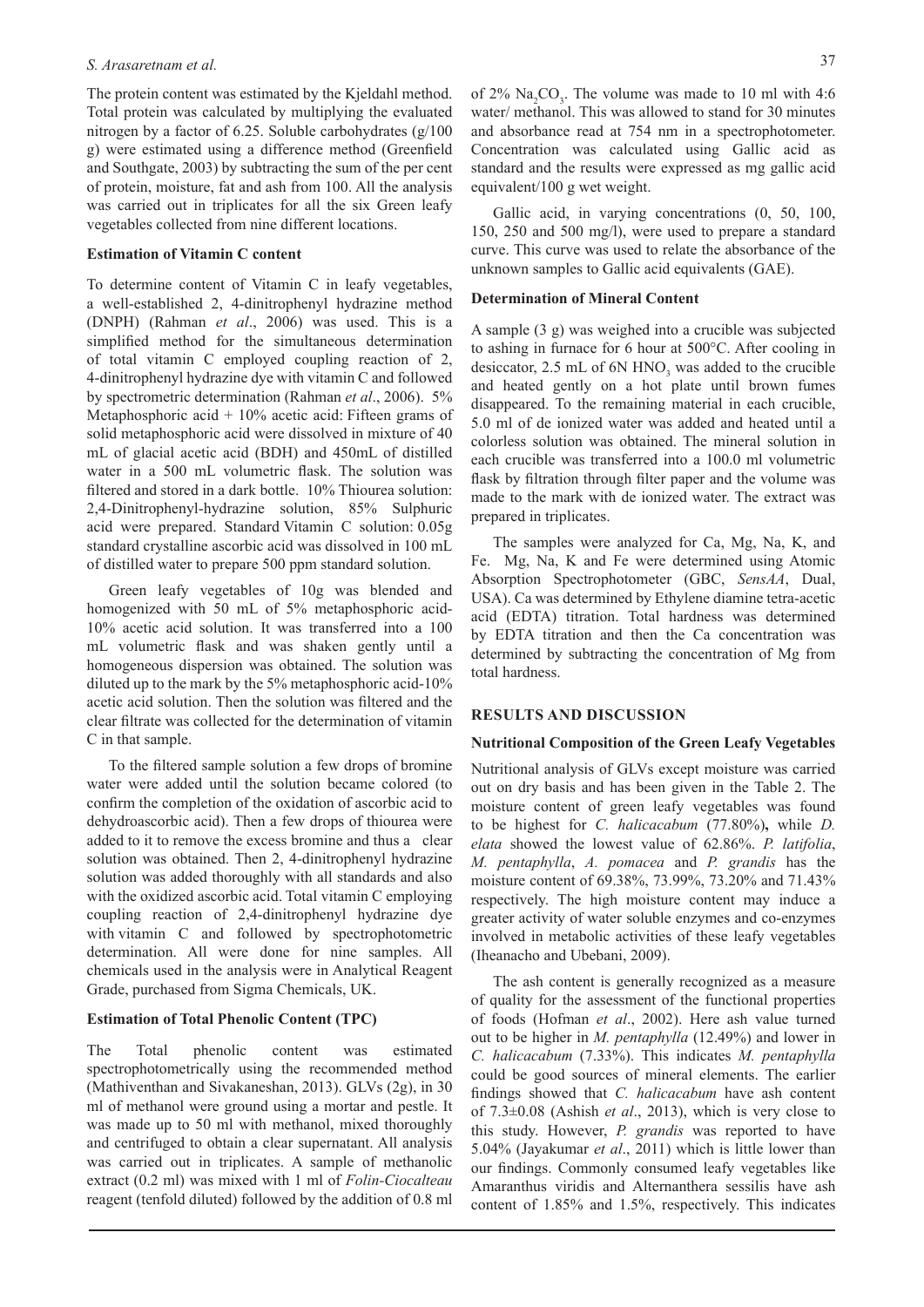The protein content was estimated by the Kjeldahl method. Total protein was calculated by multiplying the evaluated nitrogen by a factor of 6.25. Soluble carbohydrates (g/100 g) were estimated using a difference method (Greenfield and Southgate, 2003) by subtracting the sum of the per cent of protein, moisture, fat and ash from 100. All the analysis was carried out in triplicates for all the six Green leafy vegetables collected from nine different locations.

### Estimation of Vitamin C content

To determine content of Vitamin C in leafy vegetables, a well-established 2, 4-dinitrophenyl hydrazine method (DNPH) (Rahman *et al*., 2006) was used. This is a simplified method for the simultaneous determination of total vitamin C employed coupling reaction of 2, 4-dinitrophenyl hydrazine dye with vitamin C and followed by spectrometric determination (Rahman *et al*., 2006). 5% Metaphosphoric acid + 10% acetic acid: Fifteen grams of solid metaphosphoric acid were dissolved in mixture of 40 mL of glacial acetic acid (BDH) and 450mL of distilled water in a 500 mL volumetric flask. The solution was filtered and stored in a dark bottle. 10% Thiourea solution: 2,4-Dinitrophenyl-hydrazine solution, 85% Sulphuric acid were prepared. Standard Vitamin C solution: 0.05g standard crystalline ascorbic acid was dissolved in 100 mL of distilled water to prepare 500 ppm standard solution.

Green leafy vegetables of 10g was blended and homogenized with 50 mL of 5% metaphosphoric acid-10% acetic acid solution. It was transferred into a 100 mL volumetric flask and was shaken gently until a homogeneous dispersion was obtained. The solution was diluted up to the mark by the 5% metaphosphoric acid-10% acetic acid solution. Then the solution was filtered and the clear filtrate was collected for the determination of vitamin C in that sample.

To the filtered sample solution a few drops of bromine water were added until the solution became colored (to confirm the completion of the oxidation of ascorbic acid to dehydroascorbic acid). Then a few drops of thiourea were added to it to remove the excess bromine and thus a clear solution was obtained. Then 2, 4-dinitrophenyl hydrazine solution was added thoroughly with all standards and also with the oxidized ascorbic acid. Total vitamin C employing coupling reaction of 2,4-dinitrophenyl hydrazine dye with vitamin C and followed by spectrophotometric determination. All were done for nine samples. All chemicals used in the analysis were in Analytical Reagent Grade, purchased from Sigma Chemicals, UK.

### Estimation of Total Phenolic Content (TPC)

The Total phenolic content was estimated spectrophotometrically using the recommended method (Mathiventhan and Sivakaneshan, 2013). GLVs (2g), in 30 ml of methanol were ground using a mortar and pestle. It was made up to 50 ml with methanol, mixed thoroughly and centrifuged to obtain a clear supernatant. All analysis was carried out in triplicates. A sample of methanolic extract (0.2 ml) was mixed with 1 ml of *Folin-Ciocalteau* reagent (tenfold diluted) followed by the addition of 0.8 ml of 2% $Na_2CO_3$. The volume was made to 10 ml with 4:6 water/ methanol. This was allowed to stand for 30 minutes and absorbance read at 754 nm in a spectrophotometer. Concentration was calculated using Gallic acid as standard and the results were expressed as mg gallic acid equivalent/100 g wet weight.

Gallic acid, in varying concentrations (0, 50, 100, 150, 250 and 500 mg/l), were used to prepare a standard curve. This curve was used to relate the absorbance of the unknown samples to Gallic acid equivalents (GAE).

### Determination of Mineral Content

A sample (3 g) was weighed into a crucible was subjected to ashing in furnace for 6 hour at 500°C. After cooling in desiccator, 2.5 mL of 6N $HNO_3$ was added to the crucible and heated gently on a hot plate until brown fumes disappeared. To the remaining material in each crucible, 5.0 ml of de ionized water was added and heated until a colorless solution was obtained. The mineral solution in each crucible was transferred into a 100.0 ml volumetric flask by filtration through filter paper and the volume was made to the mark with de ionized water. The extract was prepared in triplicates.

The samples were analyzed for Ca, Mg, Na, K, and Fe. Mg, Na, K and Fe were determined using Atomic Absorption Spectrophotometer (GBC, *SensAA*, Dual, USA). Ca was determined by Ethylene diamine tetra-acetic acid (EDTA) titration. Total hardness was determined by EDTA titration and then the Ca concentration was determined by subtracting the concentration of Mg from total hardness.

## RESULTS AND DISCUSSION

### Nutritional Composition of the Green Leafy Vegetables

Nutritional analysis of GLVs except moisture was carried out on dry basis and has been given in the Table 2. The moisture content of green leafy vegetables was found to be highest for *C. halicacabum* (77.80%)**,** while *D. elata* showed the lowest value of 62.86%. *P. latifolia*, *M. pentaphylla*, *A. pomacea* and *P. grandis* has the moisture content of 69.38%, 73.99%, 73.20% and 71.43% respectively. The high moisture content may induce a greater activity of water soluble enzymes and co-enzymes involved in metabolic activities of these leafy vegetables (Iheanacho and Ubebani, 2009).

The ash content is generally recognized as a measure of quality for the assessment of the functional properties of foods (Hofman *et al*., 2002). Here ash value turned out to be higher in *M. pentaphylla* (12.49%) and lower in *C. halicacabum* (7.33%). This indicates *M. pentaphylla* could be good sources of mineral elements. The earlier findings showed that *C. halicacabum* have ash content of 7.3±0.08 (Ashish *et al*., 2013), which is very close to this study. However, *P. grandis* was reported to have 5.04% (Jayakumar *et al*., 2011) which is little lower than our findings. Commonly consumed leafy vegetables like Amaranthus viridis and Alternanthera sessilis have ash content of 1.85% and 1.5%, respectively. This indicates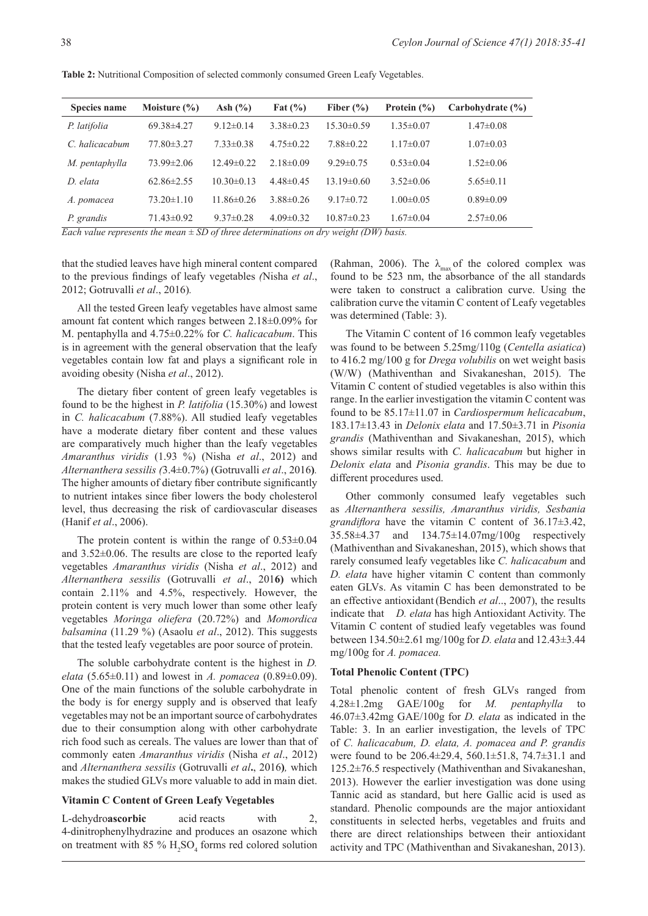**Table 2:** Nutritional Composition of selected commonly consumed Green Leafy Vegetables.

| Species name | Moisture (%) | Ash (%) | Fat (%) | Fiber (%) | Protein (%) | Carbohydrate (%) |
|---|---|---|---|---|---|---|
| *P. latifolia* | 69.38±4.27 | 9.12±0.14 | 3.38±0.23 | 15.30±0.59 | 1.35±0.07 | 1.47±0.08 |
| *C. halicacabum* | 77.80±3.27 | 7.33±0.38 | 4.75±0.22 | 7.88±0.22 | 1.17±0.07 | 1.07±0.03 |
| *M. pentaphylla* | 73.99±2.06 | 12.49±0.22 | 2.18±0.09 | 9.29±0.75 | 0.53±0.04 | 1.52±0.06 |
| *D. elata* | 62.86±2.55 | 10.30±0.13 | 4.48±0.45 | 13.19±0.60 | 3.52±0.06 | 5.65±0.11 |
| *A. pomacea* | 73.20±1.10 | 11.86±0.26 | 3.88±0.26 | 9.17±0.72 | 1.00±0.05 | 0.89±0.09 |
| *P. grandis* | 71.43±0.92 | 9.37±0.28 | 4.09±0.32 | 10.87±0.23 | 1.67±0.04 | 2.57±0.06 |

*Each value represents the mean ± SD of three determinations on dry weight (DW) basis.*

that the studied leaves have high mineral content compared to the previous findings of leafy vegetables *(*Nisha *et al*., 2012; Gotruvalli *et al*., 2016)*.*

All the tested Green leafy vegetables have almost same amount fat content which ranges between 2.18±0.09% for M. pentaphylla and 4.75±0.22% for *C. halicacabum*. This is in agreement with the general observation that the leafy vegetables contain low fat and plays a significant role in avoiding obesity (Nisha *et al*., 2012).

The dietary fiber content of green leafy vegetables is found to be the highest in *P. latifolia* (15.30%) and lowest in *C. halicacabum* (7.88%). All studied leafy vegetables have a moderate dietary fiber content and these values are comparatively much higher than the leafy vegetables *Amaranthus viridis* (1.93 %) (Nisha *et al*., 2012) and *Alternanthera sessilis (*3.4±0.7%) (Gotruvalli *et al*., 2016**)***.* The higher amounts of dietary fiber contribute significantly to nutrient intakes since fiber lowers the body cholesterol level, thus decreasing the risk of cardiovascular diseases (Hanif *et al*., 2006).

The protein content is within the range of 0.53±0.04 and 3.52±0.06. The results are close to the reported leafy vegetables *Amaranthus viridis* (Nisha *et al*., 2012) and *Alternanthera sessilis* (Gotruvalli *et al*., 201**6)** which contain 2.11% and 4.5%, respectively. However, the protein content is very much lower than some other leafy vegetables *Moringa oliefera* (20.72%) and *Momordica balsamina* (11.29 %) (Asaolu *et al*., 2012). This suggests that the tested leafy vegetables are poor source of protein.

The soluble carbohydrate content is the highest in *D. elata* (5.65±0.11) and lowest in *A. pomacea* (0.89±0.09). One of the main functions of the soluble carbohydrate in the body is for energy supply and is observed that leafy vegetables may not be an important source of carbohydrates due to their consumption along with other carbohydrate rich food such as cereals. The values are lower than that of commonly eaten *Amaranthus viridis* (Nisha *et al*., 2012) and *Alternanthera sessilis* (Gotruvalli *et al***.**, 2016**)***,* which makes the studied GLVs more valuable to add in main diet.

### Vitamin C Content of Green Leafy Vegetables

L-dehydro**ascorbic** acid reacts with 2, 4-dinitrophenylhydrazine and produces an osazone which on treatment with 85 % $H_2SO_4$ forms red colored solution (Rahman, 2006). The $\lambda_{max}$ of the colored complex was found to be 523 nm, the absorbance of the all standards were taken to construct a calibration curve. Using the calibration curve the vitamin C content of Leafy vegetables was determined (Table: 3).

The Vitamin C content of 16 common leafy vegetables was found to be between 5.25mg/110g (*Centella asiatica*) to 416.2 mg/100 g for *Drega volubilis* on wet weight basis (W/W) (Mathiventhan and Sivakaneshan, 2015). The Vitamin C content of studied vegetables is also within this range. In the earlier investigation the vitamin C content was found to be 85.17±11.07 in *Cardiospermum helicacabum*, 183.17±13.43 in *Delonix elata* and 17.50±3.71 in *Pisonia grandis* (Mathiventhan and Sivakaneshan, 2015), which shows similar results with *C. halicacabum* but higher in *Delonix elata* and *Pisonia grandis*. This may be due to different procedures used.

Other commonly consumed leafy vegetables such as *Alternanthera sessilis, Amaranthus viridis, Sesbania grandiflora* have the vitamin C content of 36.17±3.42, 35.58±4.37 and 134.75±14.07mg/100g respectively (Mathiventhan and Sivakaneshan, 2015), which shows that rarely consumed leafy vegetables like *C. halicacabum* and *D. elata* have higher vitamin C content than commonly eaten GLVs. As vitamin C has been demonstrated to be an effective antioxidant (Bendich *et al*.., 2007), the results indicate that *D. elata* has high Antioxidant Activity. The Vitamin C content of studied leafy vegetables was found between 134.50±2.61 mg/100g for *D. elata* and 12.43±3.44 mg/100g for *A. pomacea.*

### Total Phenolic Content (TPC)

Total phenolic content of fresh GLVs ranged from 4.28±1.2mg GAE/100g for *M. pentaphylla* to 46.07±3.42mg GAE/100g for *D. elata* as indicated in the Table: 3. In an earlier investigation, the levels of TPC of *C. halicacabum, D. elata, A. pomacea and P. grandis* were found to be 206.4±29.4, 560.1±51.8, 74.7±31.1 and 125.2±76.5 respectively (Mathiventhan and Sivakaneshan, 2013). However the earlier investigation was done using Tannic acid as standard, but here Gallic acid is used as standard. Phenolic compounds are the major antioxidant constituents in selected herbs, vegetables and fruits and there are direct relationships between their antioxidant activity and TPC (Mathiventhan and Sivakaneshan, 2013).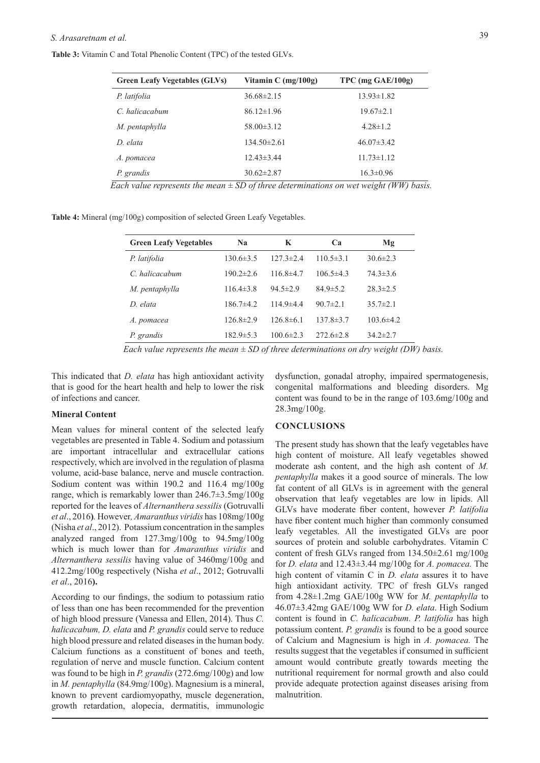**Table 3:** Vitamin C and Total Phenolic Content (TPC) of the tested GLVs.

| Green Leafy Vegetables (GLVs) | Vitamin C (mg/100g) | TPC (mg GAE/100g) |
|---|---|---|
| *P. latifolia* | 36.68±2.15 | 13.93±1.82 |
| *C. halicacabum* | 86.12±1.96 | 19.67±2.1 |
| *M. pentaphylla* | 58.00±3.12 | 4.28±1.2 |
| *D. elata* | 134.50±2.61 | 46.07±3.42 |
| *A. pomacea* | 12.43±3.44 | 11.73±1.12 |
| *P. grandis* | 30.62±2.87 | 16.3±0.96 |

*Each value represents the mean ± SD of three determinations on wet weight (WW) basis.*

**Table 4:** Mineral (mg/100g) composition of selected Green Leafy Vegetables.

| Green Leafy Vegetables | Na | K | Ca | Mg |
|---|---|---|---|---|
| *P. latifolia* | 130.6±3.5 | 127.3±2.4 | 110.5±3.1 | 30.6±2.3 |
| *C. halicacabum* | 190.2±2.6 | 116.8±4.7 | 106.5±4.3 | 74.3±3.6 |
| *M. pentaphylla* | 116.4±3.8 | 94.5±2.9 | 84.9±5.2 | 28.3±2.5 |
| *D. elata* | 186.7±4.2 | 114.9±4.4 | 90.7±2.1 | 35.7±2.1 |
| *A. pomacea* | 126.8±2.9 | 126.8±6.1 | 137.8±3.7 | 103.6±4.2 |
| *P. grandis* | 182.9±5.3 | 100.6±2.3 | 272.6±2.8 | 34.2±2.7 |

*Each value represents the mean ± SD of three determinations on dry weight (DW) basis.*

This indicated that *D. elata* has high antioxidant activity that is good for the heart health and help to lower the risk of infections and cancer.

### Mineral Content

Mean values for mineral content of the selected leafy vegetables are presented in Table 4. Sodium and potassium are important intracellular and extracellular cations respectively, which are involved in the regulation of plasma volume, acid-base balance, nerve and muscle contraction. Sodium content was within 190.2 and 116.4 mg/100g range, which is remarkably lower than 246.7±3.5mg/100g reported for the leaves of *Alternanthera sessilis* (Gotruvalli *et al*., 2016). However, *Amaranthus viridis* has 108mg/100g (Nisha *et al*., 2012). Potassium concentration in the samples analyzed ranged from 127.3mg/100g to 94.5mg/100g which is much lower than for *Amaranthus viridis* and *Alternanthera sessilis* having value of 3460mg/100g and 412.2mg/100g respectively (Nisha *et al*., 2012; Gotruvalli *et al*., 2016).

According to our findings, the sodium to potassium ratio of less than one has been recommended for the prevention of high blood pressure (Vanessa and Ellen, 2014). Thus *C. halicacabum, D. elata* and *P. grandis* could serve to reduce high blood pressure and related diseases in the human body. Calcium functions as a constituent of bones and teeth, regulation of nerve and muscle function. Calcium content was found to be high in *P. grandis* (272.6mg/100g) and low in *M. pentaphylla* (84.9mg/100g). Magnesium is a mineral, known to prevent cardiomyopathy, muscle degeneration, growth retardation, alopecia, dermatitis, immunologic dysfunction, gonadal atrophy, impaired spermatogenesis, congenital malformations and bleeding disorders. Mg content was found to be in the range of 103.6mg/100g and 28.3mg/100g.

## CONCLUSIONS

The present study has shown that the leafy vegetables have high content of moisture. All leafy vegetables showed moderate ash content, and the high ash content of *M. pentaphylla* makes it a good source of minerals. The low fat content of all GLVs is in agreement with the general observation that leafy vegetables are low in lipids. All GLVs have moderate fiber content, however *P. latifolia* have fiber content much higher than commonly consumed leafy vegetables. All the investigated GLVs are poor sources of protein and soluble carbohydrates. Vitamin C content of fresh GLVs ranged from 134.50±2.61 mg/100g for *D. elata* and 12.43±3.44 mg/100g for *A. pomacea.* The high content of vitamin C in *D. elata* assures it to have high antioxidant activity. TPC of fresh GLVs ranged from 4.28±1.2mg GAE/100g WW for *M. pentaphylla* to 46.07±3.42mg GAE/100g WW for *D. elata*. High Sodium content is found in *C. halicacabum. P. latifolia* has high potassium content. *P. grandis* is found to be a good source of Calcium and Magnesium is high in *A. pomacea.* The results suggest that the vegetables if consumed in sufficient amount would contribute greatly towards meeting the nutritional requirement for normal growth and also could provide adequate protection against diseases arising from malnutrition.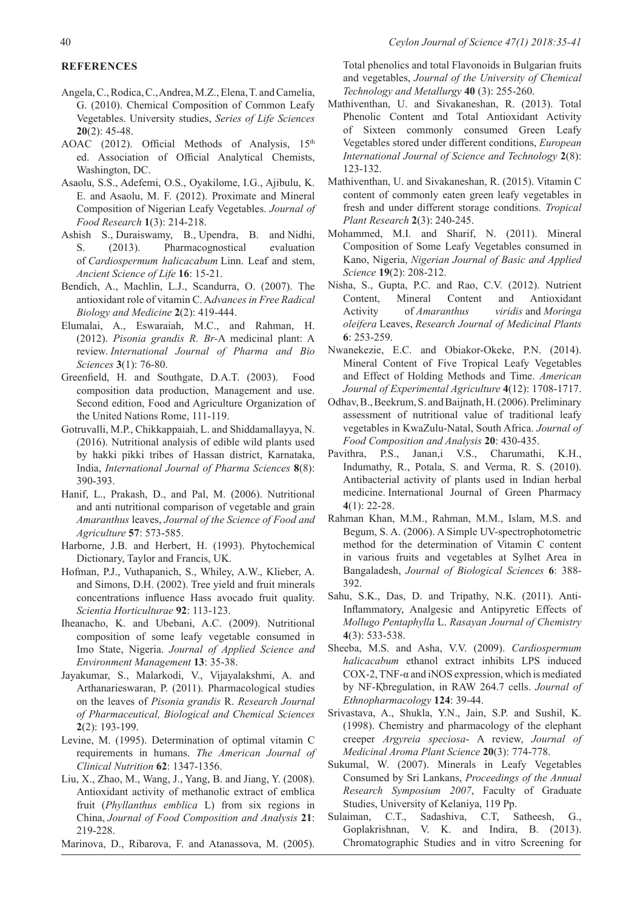## REFERENCES

Angela, C., Rodica, C., Andrea, M.Z., Elena, T. and Camelia, G. (2010). Chemical Composition of Common Leafy Vegetables. University studies, *Series of Life Sciences* **20**(2): 45-48.

AOAC (2012). Official Methods of Analysis, 15th ed. Association of Official Analytical Chemists, Washington, DC.

Asaolu, S.S., Adefemi, O.S., Oyakilome, I.G., Ajibulu, K. E. and Asaolu, M. F. (2012). Proximate and Mineral Composition of Nigerian Leafy Vegetables. *Journal of Food Research* **1**(3): 214-218.

Ashish S., Duraiswamy, B., Upendra, B. and Nidhi, S. (2013). Pharmacognostical evaluation of *Cardiospermum halicacabum* Linn. Leaf and stem, *Ancient Science of Life* **16**: 15-21.

Bendich, A., Machlin, L.J., Scandurra, O. (2007). The antioxidant role of vitamin C. A*dvances in Free Radical Biology and Medicine* **2**(2): 419-444.

Elumalai, A., Eswaraiah, M.C., and Rahman, H. (2012). *Pisonia grandis R. Br*-A medicinal plant: A review. *International Journal of Pharma and Bio Sciences* **3**(1): 76-80.

Greenfield, H. and Southgate, D.A.T. (2003). Food composition data production, Management and use. Second edition, Food and Agriculture Organization of the United Nations Rome, 111-119.

Gotruvalli, M.P., Chikkappaiah, L. and Shiddamallayya, N. (2016). Nutritional analysis of edible wild plants used by hakki pikki tribes of Hassan district, Karnataka, India, *International Journal of Pharma Sciences* **8**(8): 390-393.

Hanif, L., Prakash, D., and Pal, M. (2006). Nutritional and anti nutritional comparison of vegetable and grain *Amaranthus* leaves, *Journal of the Science of Food and Agriculture* **57**: 573-585.

Harborne, J.B. and Herbert, H. (1993). Phytochemical Dictionary, Taylor and Francis, UK.

Hofman, P.J., Vuthapanich, S., Whiley, A.W., Klieber, A. and Simons, D.H. (2002). Tree yield and fruit minerals concentrations influence Hass avocado fruit quality. *Scientia Horticulturae* **92**: 113-123.

Iheanacho, K. and Ubebani, A.C. (2009). Nutritional composition of some leafy vegetable consumed in Imo State, Nigeria. *Journal of Applied Science and Environment Management* **13**: 35-38.

Jayakumar, S., Malarkodi, V., Vijayalakshmi, A. and Arthanarieswaran, P. (2011). Pharmacological studies on the leaves of *Pisonia grandis* R. *Research Journal of Pharmaceutical, Biological and Chemical Sciences* **2**(2): 193-199.

Levine, M. (1995). Determination of optimal vitamin C requirements in humans. *The American Journal of Clinical Nutrition* **62**: 1347-1356.

Liu, X., Zhao, M., Wang, J., Yang, B. and Jiang, Y. (2008). Antioxidant activity of methanolic extract of emblica fruit (*Phyllanthus emblica* L) from six regions in China, *Journal of Food Composition and Analysis* **21**: 219-228.

Marinova, D., Ribarova, F. and Atanassova, M. (2005). Total phenolics and total Flavonoids in Bulgarian fruits and vegetables, *Journal of the University of Chemical Technology and Metallurgy* **40** (3): 255-260.

Mathiventhan, U. and Sivakaneshan, R. (2013). Total Phenolic Content and Total Antioxidant Activity of Sixteen commonly consumed Green Leafy Vegetables stored under different conditions, *European International Journal of Science and Technology* **2**(8): 123-132.

Mathiventhan, U. and Sivakaneshan, R. (2015). Vitamin C content of commonly eaten green leafy vegetables in fresh and under different storage conditions. *Tropical Plant Research* **2**(3): 240-245.

Mohammed, M.I. and Sharif, N. (2011). Mineral Composition of Some Leafy Vegetables consumed in Kano, Nigeria, *Nigerian Journal of Basic and Applied Science* **19**(2): 208-212.

Nisha, S., Gupta, P.C. and Rao, C.V. (2012). Nutrient Content, Mineral Content and Antioxidant Activity of *Amaranthus viridis* and *Moringa oleifera* Leaves, *Research Journal of Medicinal Plants* **6**: 253-259.

Nwanekezie, E.C. and Obiakor-Okeke, P.N. (2014). Mineral Content of Five Tropical Leafy Vegetables and Effect of Holding Methods and Time. *American Journal of Experimental Agriculture* **4**(12): 1708-1717.

Odhav, B., Beekrum, S. and Baijnath, H. (2006). Preliminary assessment of nutritional value of traditional leafy vegetables in KwaZulu-Natal, South Africa. *Journal of Food Composition and Analysis* **20**: 430-435.

Pavithra, P.S., Janan,i V.S., Charumathi, K.H., Indumathy, R., Potala, S. and Verma, R. S. (2010). Antibacterial activity of plants used in Indian herbal medicine. International Journal of Green Pharmacy **4**(1): 22-28.

Rahman Khan, M.M., Rahman, M.M., Islam, M.S. and Begum, S. A. (2006). A Simple UV-spectrophotometric method for the determination of Vitamin C content in various fruits and vegetables at Sylhet Area in Bangaladesh, *Journal of Biological Sciences* **6**: 388-392.

Sahu, S.K., Das, D. and Tripathy, N.K. (2011). Anti-Inflammatory, Analgesic and Antipyretic Effects of *Mollugo Pentaphylla* L. *Rasayan Journal of Chemistry* **4**(3): 533-538.

Sheeba, M.S. and Asha, V.V. (2009). *Cardiospermum halicacabum* ethanol extract inhibits LPS induced COX-2, TNF-α and iNOS expression, which is mediated by NF-Ƙbregulation, in RAW 264.7 cells. *Journal of Ethnopharmacology* **124**: 39-44.

Srivastava, A., Shukla, Y.N., Jain, S.P. and Sushil, K. (1998). Chemistry and pharmacology of the elephant creeper *Argyreia speciosa*- A review, *Journal of Medicinal Aroma Plant Science* **20**(3): 774-778.

Sukumal, W. (2007). Minerals in Leafy Vegetables Consumed by Sri Lankans, *Proceedings of the Annual Research Symposium 2007*, Faculty of Graduate Studies, University of Kelaniya, 119 Pp.

Sulaiman, C.T., Sadashiva, C.T, Satheesh, G., Goplakrishnan, V. K. and Indira, B. (2013). Chromatographic Studies and in vitro Screening for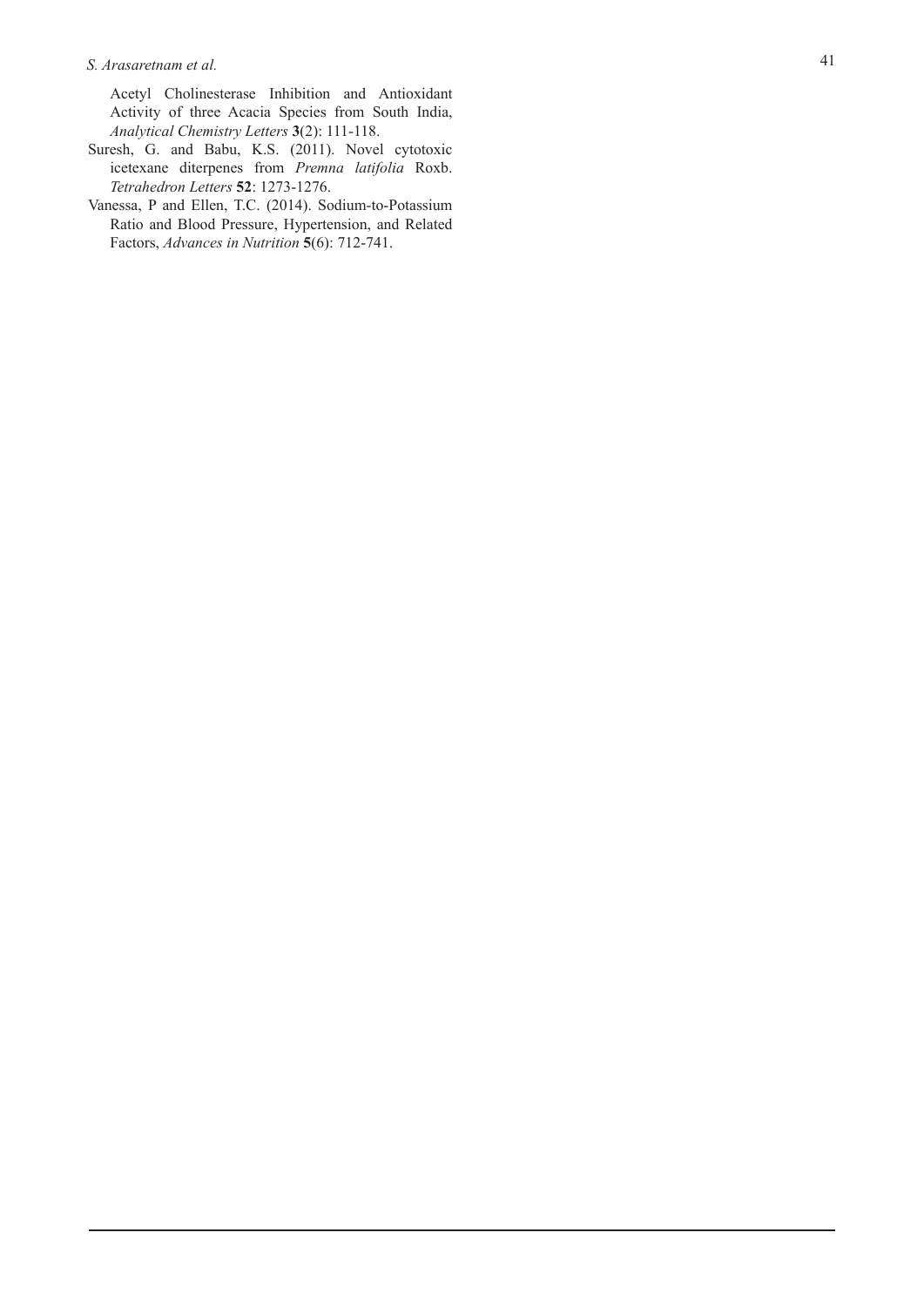Acetyl Cholinesterase Inhibition and Antioxidant Activity of three Acacia Species from South India, *Analytical Chemistry Letters* **3**(2): 111-118.

Suresh, G. and Babu, K.S. (2011). Novel cytotoxic icetexane diterpenes from *Premna latifolia* Roxb. *Tetrahedron Letters* **52**: 1273-1276.

Vanessa, P and Ellen, T.C. (2014). Sodium-to-Potassium Ratio and Blood Pressure, Hypertension, and Related Factors, *Advances in Nutrition* **5**(6): 712-741.